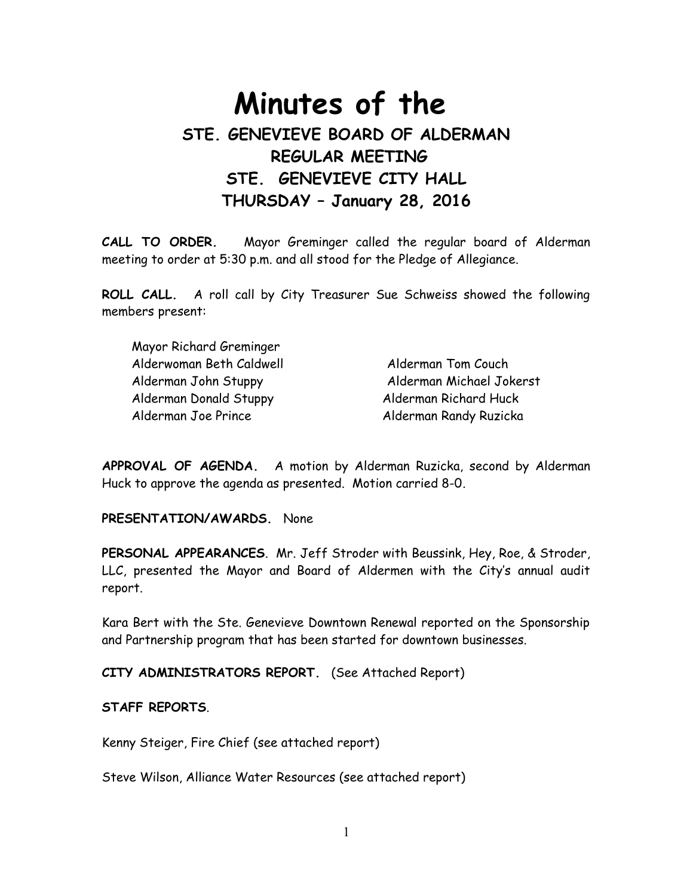# Minutes of the

## STE. GENEVIEVE BOARD OF ALDERMAN
## REGULAR MEETING
## STE. GENEVIEVE CITY HALL
## THURSDAY – January 28, 2016

**CALL TO ORDER.** Mayor Greminger called the regular board of Alderman meeting to order at 5:30 p.m. and all stood for the Pledge of Allegiance.

**ROLL CALL.** A roll call by City Treasurer Sue Schweiss showed the following members present:

Mayor Richard Greminger
Alderwoman Beth Caldwell
Alderman John Stuppy
Alderman Donald Stuppy
Alderman Joe Prince
Alderman Tom Couch
Alderman Michael Jokerst
Alderman Richard Huck
Alderman Randy Ruzicka

**APPROVAL OF AGENDA.** A motion by Alderman Ruzicka, second by Alderman Huck to approve the agenda as presented. Motion carried 8-0.

**PRESENTATION/AWARDS.** None

**PERSONAL APPEARANCES**. Mr. Jeff Stroder with Beussink, Hey, Roe, & Stroder, LLC, presented the Mayor and Board of Aldermen with the City's annual audit report.

Kara Bert with the Ste. Genevieve Downtown Renewal reported on the Sponsorship and Partnership program that has been started for downtown businesses.

**CITY ADMINISTRATORS REPORT.** (See Attached Report)

**STAFF REPORTS**.

Kenny Steiger, Fire Chief (see attached report)

Steve Wilson, Alliance Water Resources (see attached report)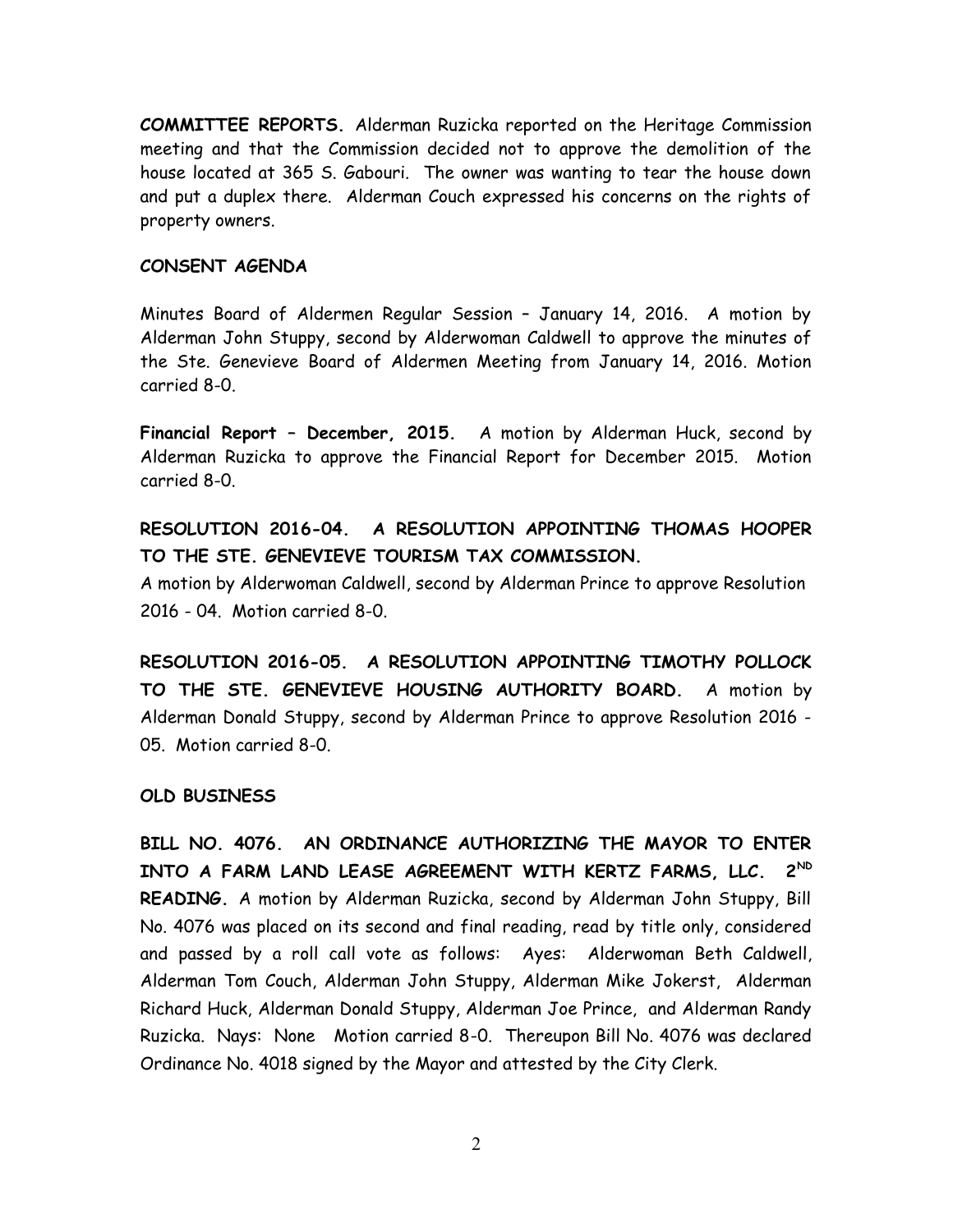**COMMITTEE REPORTS.** Alderman Ruzicka reported on the Heritage Commission meeting and that the Commission decided not to approve the demolition of the house located at 365 S. Gabouri. The owner was wanting to tear the house down and put a duplex there. Alderman Couch expressed his concerns on the rights of property owners.

**CONSENT AGENDA**

Minutes Board of Aldermen Regular Session – January 14, 2016. A motion by Alderman John Stuppy, second by Alderwoman Caldwell to approve the minutes of the Ste. Genevieve Board of Aldermen Meeting from January 14, 2016. Motion carried 8-0.

**Financial Report – December, 2015.** A motion by Alderman Huck, second by Alderman Ruzicka to approve the Financial Report for December 2015. Motion carried 8-0.

**RESOLUTION 2016-04. A RESOLUTION APPOINTING THOMAS HOOPER TO THE STE. GENEVIEVE TOURISM TAX COMMISSION.**

A motion by Alderwoman Caldwell, second by Alderman Prince to approve Resolution 2016 - 04. Motion carried 8-0.

**RESOLUTION 2016-05. A RESOLUTION APPOINTING TIMOTHY POLLOCK TO THE STE. GENEVIEVE HOUSING AUTHORITY BOARD.** A motion by Alderman Donald Stuppy, second by Alderman Prince to approve Resolution 2016 - 05. Motion carried 8-0.

**OLD BUSINESS**

**BILL NO. 4076. AN ORDINANCE AUTHORIZING THE MAYOR TO ENTER INTO A FARM LAND LEASE AGREEMENT WITH KERTZ FARMS, LLC. 2ND READING.** A motion by Alderman Ruzicka, second by Alderman John Stuppy, Bill No. 4076 was placed on its second and final reading, read by title only, considered and passed by a roll call vote as follows: Ayes: Alderwoman Beth Caldwell, Alderman Tom Couch, Alderman John Stuppy, Alderman Mike Jokerst, Alderman Richard Huck, Alderman Donald Stuppy, Alderman Joe Prince, and Alderman Randy Ruzicka. Nays: None Motion carried 8-0. Thereupon Bill No. 4076 was declared Ordinance No. 4018 signed by the Mayor and attested by the City Clerk.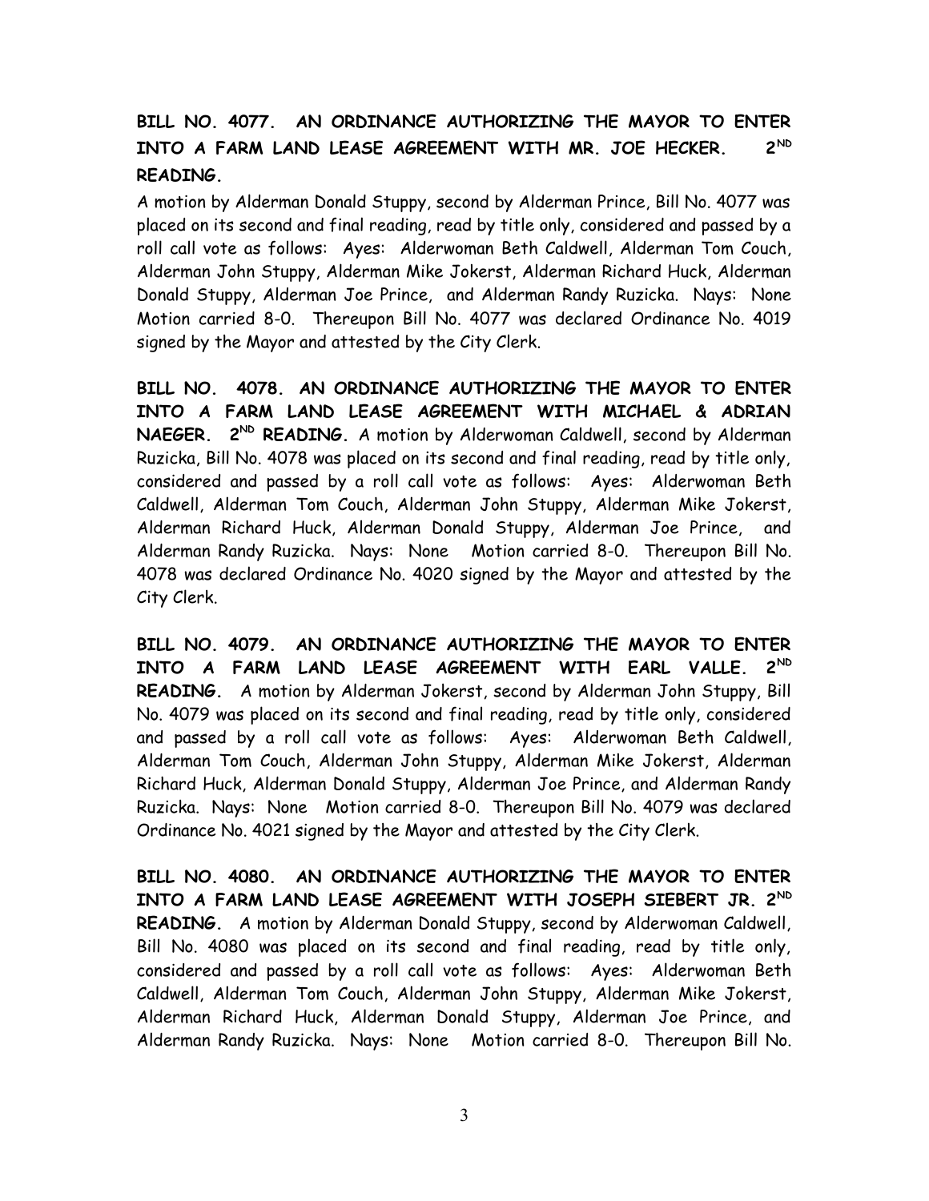**BILL NO. 4077. AN ORDINANCE AUTHORIZING THE MAYOR TO ENTER INTO A FARM LAND LEASE AGREEMENT WITH MR. JOE HECKER. 2ND READING.**

A motion by Alderman Donald Stuppy, second by Alderman Prince, Bill No. 4077 was placed on its second and final reading, read by title only, considered and passed by a roll call vote as follows: Ayes: Alderwoman Beth Caldwell, Alderman Tom Couch, Alderman John Stuppy, Alderman Mike Jokerst, Alderman Richard Huck, Alderman Donald Stuppy, Alderman Joe Prince, and Alderman Randy Ruzicka. Nays: None Motion carried 8-0. Thereupon Bill No. 4077 was declared Ordinance No. 4019 signed by the Mayor and attested by the City Clerk.

**BILL NO. 4078. AN ORDINANCE AUTHORIZING THE MAYOR TO ENTER INTO A FARM LAND LEASE AGREEMENT WITH MICHAEL & ADRIAN NAEGER. 2ND READING.** A motion by Alderwoman Caldwell, second by Alderman Ruzicka, Bill No. 4078 was placed on its second and final reading, read by title only, considered and passed by a roll call vote as follows: Ayes: Alderwoman Beth Caldwell, Alderman Tom Couch, Alderman John Stuppy, Alderman Mike Jokerst, Alderman Richard Huck, Alderman Donald Stuppy, Alderman Joe Prince, and Alderman Randy Ruzicka. Nays: None Motion carried 8-0. Thereupon Bill No. 4078 was declared Ordinance No. 4020 signed by the Mayor and attested by the City Clerk.

**BILL NO. 4079. AN ORDINANCE AUTHORIZING THE MAYOR TO ENTER INTO A FARM LAND LEASE AGREEMENT WITH EARL VALLE. 2ND READING.** A motion by Alderman Jokerst, second by Alderman John Stuppy, Bill No. 4079 was placed on its second and final reading, read by title only, considered and passed by a roll call vote as follows: Ayes: Alderwoman Beth Caldwell, Alderman Tom Couch, Alderman John Stuppy, Alderman Mike Jokerst, Alderman Richard Huck, Alderman Donald Stuppy, Alderman Joe Prince, and Alderman Randy Ruzicka. Nays: None Motion carried 8-0. Thereupon Bill No. 4079 was declared Ordinance No. 4021 signed by the Mayor and attested by the City Clerk.

**BILL NO. 4080. AN ORDINANCE AUTHORIZING THE MAYOR TO ENTER INTO A FARM LAND LEASE AGREEMENT WITH JOSEPH SIEBERT JR. 2ND READING.** A motion by Alderman Donald Stuppy, second by Alderwoman Caldwell, Bill No. 4080 was placed on its second and final reading, read by title only, considered and passed by a roll call vote as follows: Ayes: Alderwoman Beth Caldwell, Alderman Tom Couch, Alderman John Stuppy, Alderman Mike Jokerst, Alderman Richard Huck, Alderman Donald Stuppy, Alderman Joe Prince, and Alderman Randy Ruzicka. Nays: None Motion carried 8-0. Thereupon Bill No.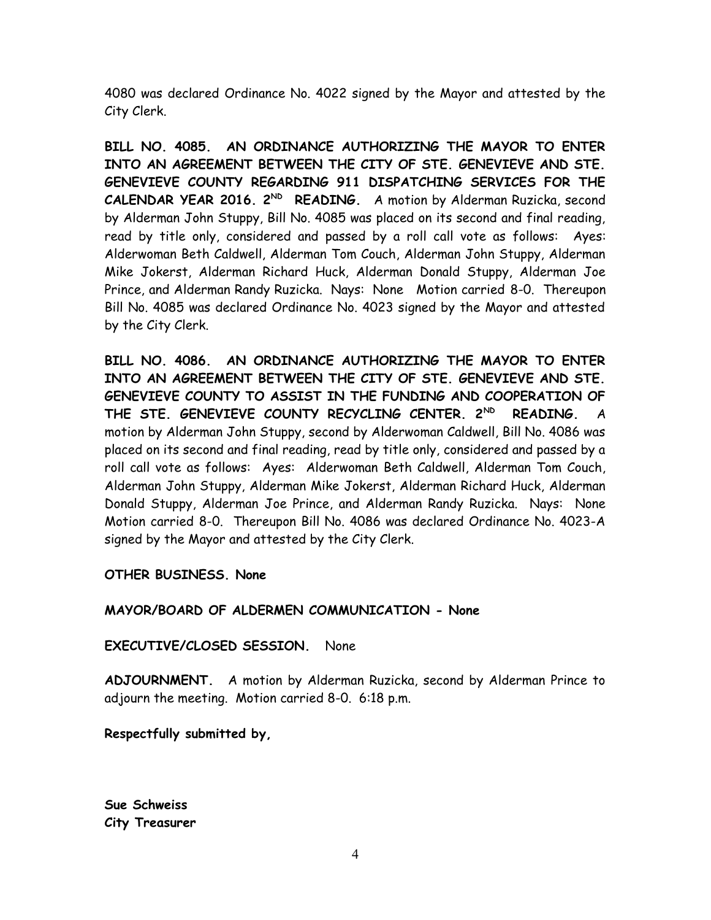4080 was declared Ordinance No. 4022 signed by the Mayor and attested by the City Clerk.

**BILL NO. 4085. AN ORDINANCE AUTHORIZING THE MAYOR TO ENTER INTO AN AGREEMENT BETWEEN THE CITY OF STE. GENEVIEVE AND STE. GENEVIEVE COUNTY REGARDING 911 DISPATCHING SERVICES FOR THE CALENDAR YEAR 2016. 2ND READING.** A motion by Alderman Ruzicka, second by Alderman John Stuppy, Bill No. 4085 was placed on its second and final reading, read by title only, considered and passed by a roll call vote as follows: Ayes: Alderwoman Beth Caldwell, Alderman Tom Couch, Alderman John Stuppy, Alderman Mike Jokerst, Alderman Richard Huck, Alderman Donald Stuppy, Alderman Joe Prince, and Alderman Randy Ruzicka. Nays: None Motion carried 8-0. Thereupon Bill No. 4085 was declared Ordinance No. 4023 signed by the Mayor and attested by the City Clerk.

**BILL NO. 4086. AN ORDINANCE AUTHORIZING THE MAYOR TO ENTER INTO AN AGREEMENT BETWEEN THE CITY OF STE. GENEVIEVE AND STE. GENEVIEVE COUNTY TO ASSIST IN THE FUNDING AND COOPERATION OF THE STE. GENEVIEVE COUNTY RECYCLING CENTER. 2ND READING.** A motion by Alderman John Stuppy, second by Alderwoman Caldwell, Bill No. 4086 was placed on its second and final reading, read by title only, considered and passed by a roll call vote as follows: Ayes: Alderwoman Beth Caldwell, Alderman Tom Couch, Alderman John Stuppy, Alderman Mike Jokerst, Alderman Richard Huck, Alderman Donald Stuppy, Alderman Joe Prince, and Alderman Randy Ruzicka. Nays: None Motion carried 8-0. Thereupon Bill No. 4086 was declared Ordinance No. 4023-A signed by the Mayor and attested by the City Clerk.

**OTHER BUSINESS. None**

**MAYOR/BOARD OF ALDERMEN COMMUNICATION - None**

**EXECUTIVE/CLOSED SESSION.** None

**ADJOURNMENT.** A motion by Alderman Ruzicka, second by Alderman Prince to adjourn the meeting. Motion carried 8-0. 6:18 p.m.

**Respectfully submitted by,**

**Sue Schweiss**
**City Treasurer**